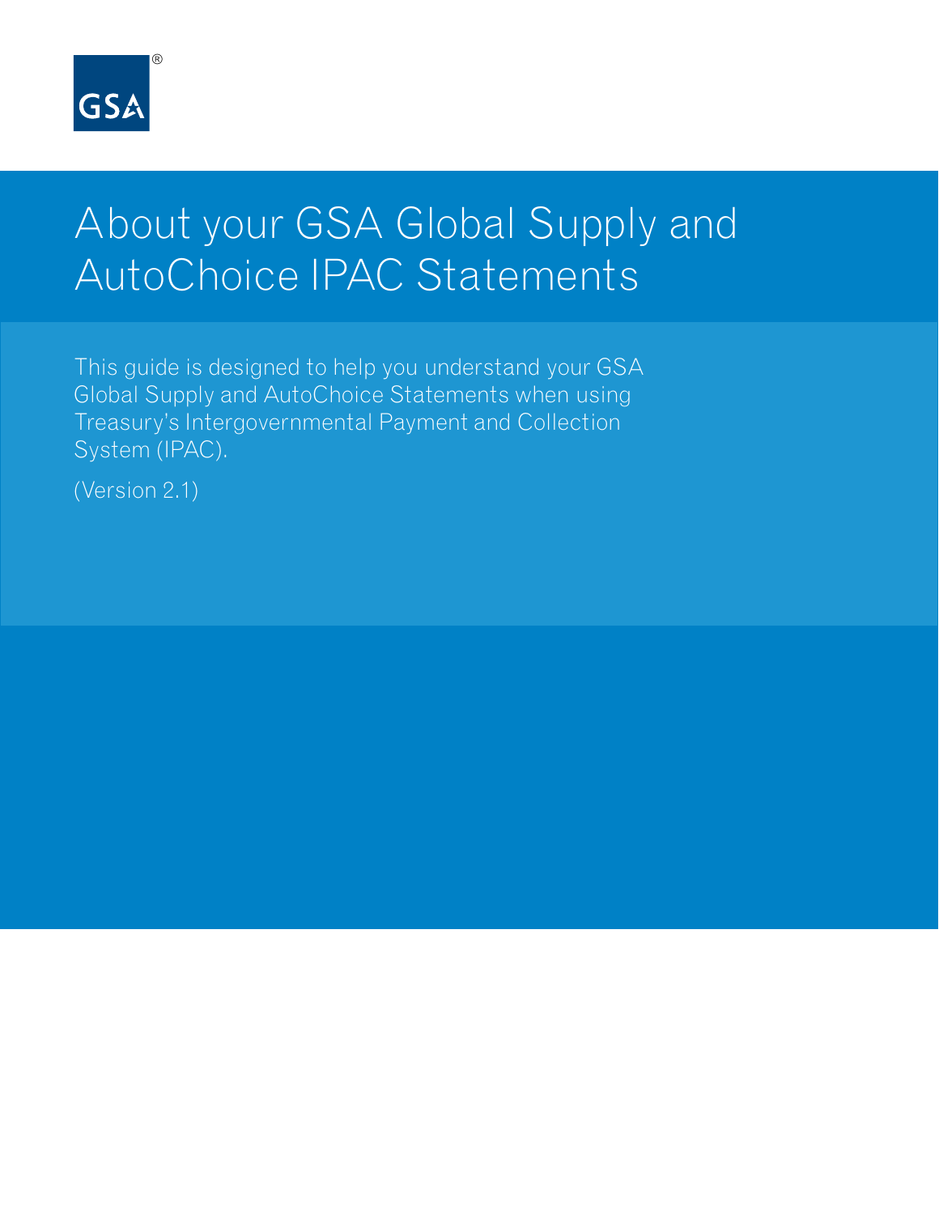GSA®

# About your GSA Global Supply and AutoChoice IPAC Statements

This guide is designed to help you understand your GSA Global Supply and AutoChoice Statements when using Treasury's Intergovernmental Payment and Collection System (IPAC).

(Version 2.1)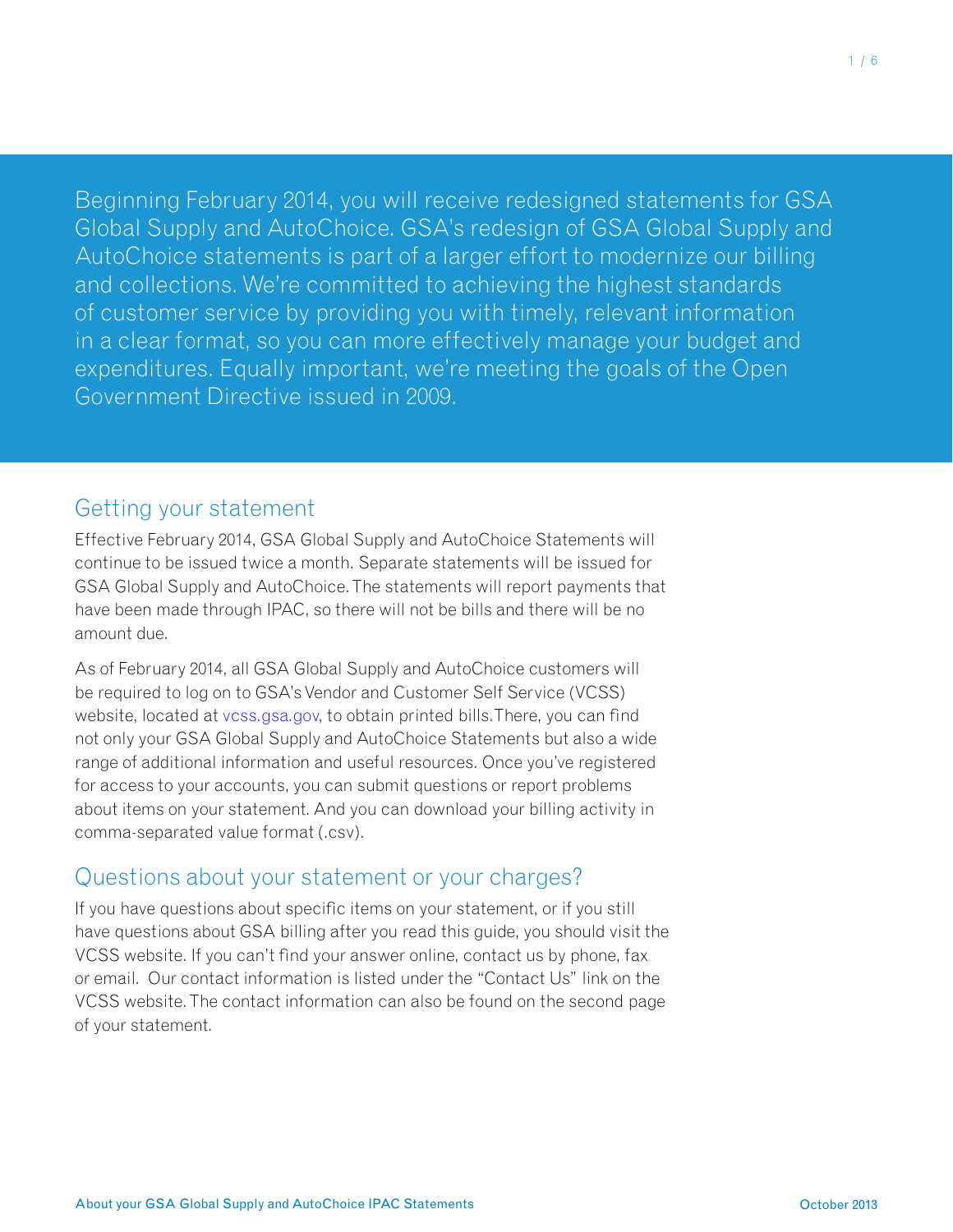Beginning February 2014, you will receive redesigned statements for GSA Global Supply and AutoChoice. GSA's redesign of GSA Global Supply and AutoChoice statements is part of a larger effort to modernize our billing and collections. We're committed to achieving the highest standards of customer service by providing you with timely, relevant information in a clear format, so you can more effectively manage your budget and expenditures. Equally important, we're meeting the goals of the Open Government Directive issued in 2009.

## Getting your statement

Effective February 2014, GSA Global Supply and AutoChoice Statements will continue to be issued twice a month. Separate statements will be issued for GSA Global Supply and AutoChoice. The statements will report payments that have been made through IPAC, so there will not be bills and there will be no amount due.

As of February 2014, all GSA Global Supply and AutoChoice customers will be required to log on to GSA's Vendor and Customer Self Service (VCSS) website, located at vcss.gsa.gov, to obtain printed bills. There, you can find not only your GSA Global Supply and AutoChoice Statements but also a wide range of additional information and useful resources. Once you've registered for access to your accounts, you can submit questions or report problems about items on your statement. And you can download your billing activity in comma-separated value format (.csv).

## Questions about your statement or your charges?

If you have questions about specific items on your statement, or if you still have questions about GSA billing after you read this guide, you should visit the VCSS website. If you can't find your answer online, contact us by phone, fax or email. Our contact information is listed under the "Contact Us" link on the VCSS website. The contact information can also be found on the second page of your statement.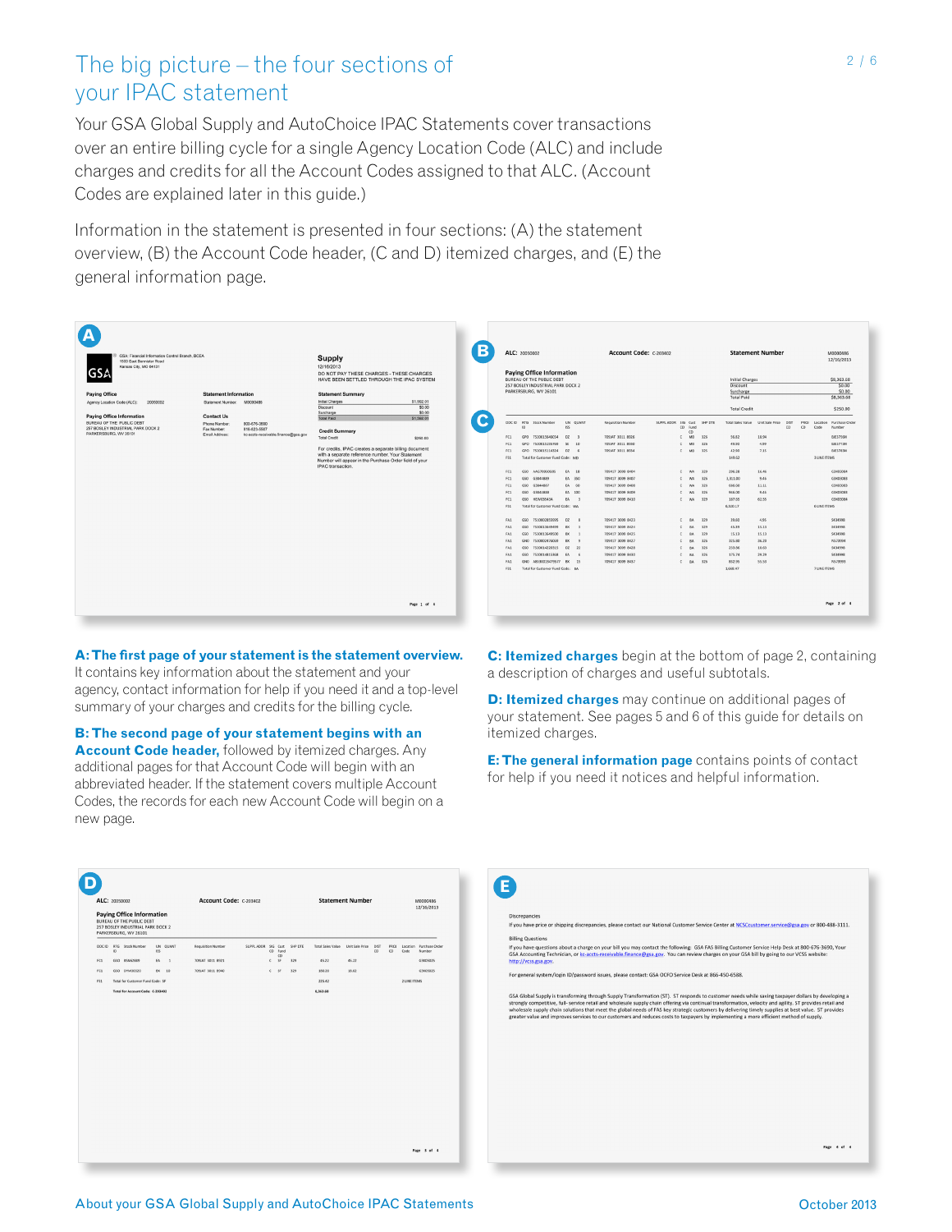# The big picture – the four sections of your IPAC statement

Your GSA Global Supply and AutoChoice IPAC Statements cover transactions over an entire billing cycle for a single Agency Location Code (ALC) and include charges and credits for all the Account Codes assigned to that ALC. (Account Codes are explained later in this guide.)

Information in the statement is presented in four sections: (A) the statement overview, (B) the Account Code header, (C and D) itemized charges, and (E) the general information page.

**A: The first page of your statement is the statement overview.** It contains key information about the statement and your agency, contact information for help if you need it and a top-level summary of your charges and credits for the billing cycle.

**B: The second page of your statement begins with an Account Code header,** followed by itemized charges. Any additional pages for that Account Code will begin with an abbreviated header. If the statement covers multiple Account Codes, the records for each new Account Code will begin on a new page.

**C: Itemized charges** begin at the bottom of page 2, containing a description of charges and useful subtotals.

**D: Itemized charges** may continue on additional pages of your statement. See pages 5 and 6 of this guide for details on itemized charges.

**E: The general information page** contains points of contact for help if you need it notices and helpful information.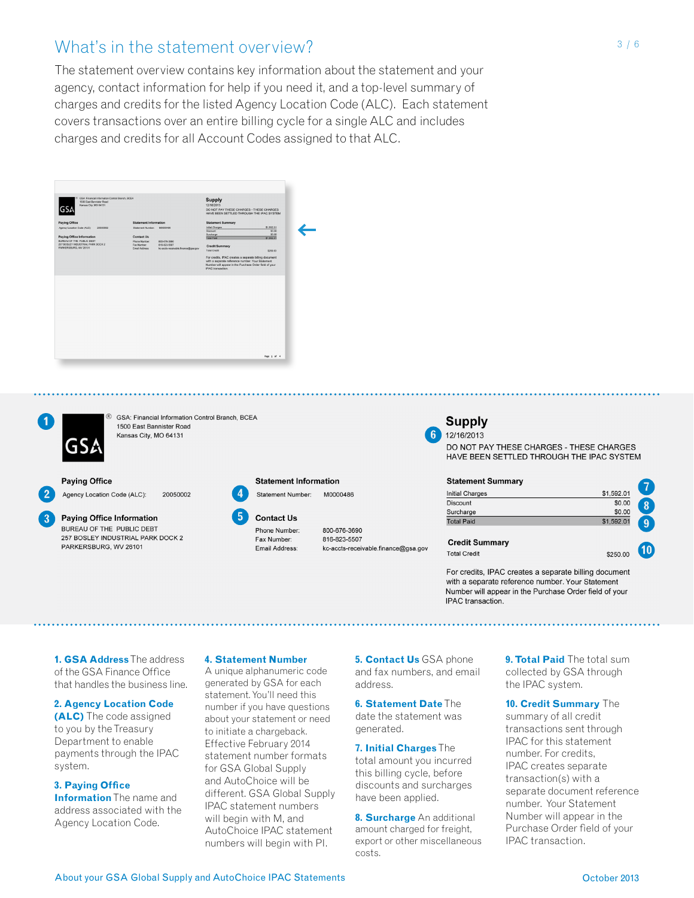# What's in the statement overview?

The statement overview contains key information about the statement and your agency, contact information for help if you need it, and a top-level summary of charges and credits for the listed Agency Location Code (ALC). Each statement covers transactions over an entire billing cycle for a single ALC and includes charges and credits for all Account Codes assigned to that ALC.

---

**1** GSA: Financial Information Control Branch, BCEA
1500 East Bannister Road
Kansas City, MO 64131

**Supply**
**6** 12/16/2013
DO NOT PAY THESE CHARGES - THESE CHARGES HAVE BEEN SETTLED THROUGH THE IPAC SYSTEM

**Paying Office**
**2** Agency Location Code (ALC): 20050002

**3** **Paying Office Information**
BUREAU OF THE PUBLIC DEBT
257 BOSLEY INDUSTRIAL PARK DOCK 2
PARKERSBURG, WV 26101

**Statement Information**
**4** Statement Number: M0000486

**5** **Contact Us**
Phone Number: 800-676-3690
Fax Number: 816-823-5507
Email Address: kc-accts-receivable.finance@gsa.gov

**Statement Summary**

| | | |
|---|---|---|
| Initial Charges | $1,592.01 | 7 |
| Discount | $0.00 | 8 |
| Surcharge | $0.00 | |
| Total Paid | $1,592.01 | 9 |

**Credit Summary**

| | | |
|---|---|---|
| Total Credit | $250.00 | 10 |

For credits, IPAC creates a separate billing document with a separate reference number. Your Statement Number will appear in the Purchase Order field of your IPAC transaction.

---

**1. GSA Address** The address of the GSA Finance Office that handles the business line.

**2. Agency Location Code (ALC)** The code assigned to you by the Treasury Department to enable payments through the IPAC system.

**3. Paying Office Information** The name and address associated with the Agency Location Code.

**4. Statement Number** A unique alphanumeric code generated by GSA for each statement. You'll need this number if you have questions about your statement or need to initiate a chargeback. Effective February 2014 statement number formats for GSA Global Supply and AutoChoice will be different. GSA Global Supply IPAC statement numbers will begin with M, and AutoChoice IPAC statement numbers will begin with PI.

**5. Contact Us** GSA phone and fax numbers, and email address.

**6. Statement Date** The date the statement was generated.

**7. Initial Charges** The total amount you incurred this billing cycle, before discounts and surcharges have been applied.

**8. Surcharge** An additional amount charged for freight, export or other miscellaneous costs.

**9. Total Paid** The total sum collected by GSA through the IPAC system.

**10. Credit Summary** The summary of all credit transactions sent through IPAC for this statement number. For credits, IPAC creates separate transaction(s) with a separate document reference number. Your Statement Number will appear in the Purchase Order field of your IPAC transaction.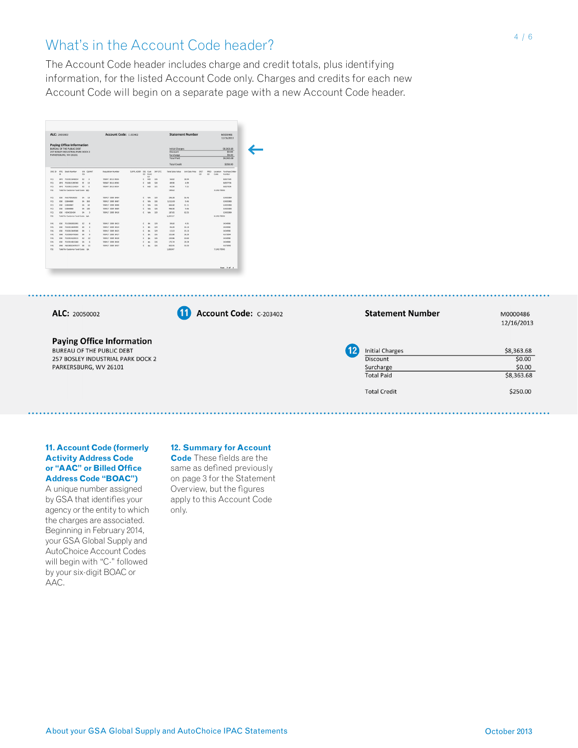## What's in the Account Code header?

The Account Code header includes charge and credit totals, plus identifying information, for the listed Account Code only. Charges and credits for each new Account Code will begin on a separate page with a new Account Code header.

**ALC:** 20050002

**11** **Account Code:** C-203402

**Statement Number** M0000486 12/16/2013

**Paying Office Information**
BUREAU OF THE PUBLIC DEBT
257 BOSLEY INDUSTRIAL PARK DOCK 2
PARKERSBURG, WV 26101

**12**

| | |
|---|---|
| Initial Charges | $8,363.68 |
| Discount | $0.00 |
| Surcharge | $0.00 |
| Total Paid | $8,363.68 |
| Total Credit | $250.00 |

**11. Account Code (formerly Activity Address Code or "AAC" or Billed Office Address Code "BOAC")** A unique number assigned by GSA that identifies your agency or the entity to which the charges are associated. Beginning in February 2014, your GSA Global Supply and AutoChoice Account Codes will begin with "C-" followed by your six-digit BOAC or AAC.

**12. Summary for Account Code** These fields are the same as defined previously on page 3 for the Statement Overview, but the figures apply to this Account Code only.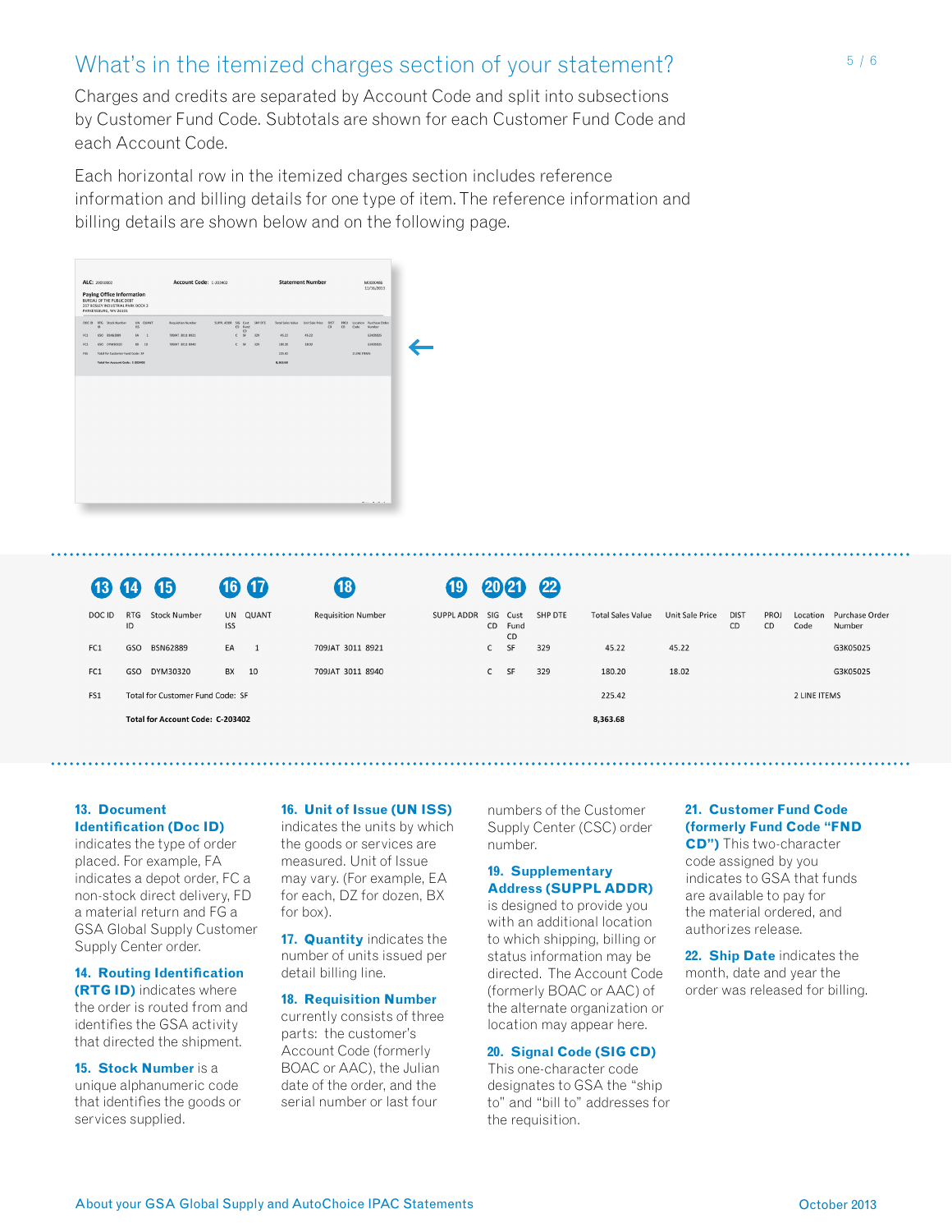## What's in the itemized charges section of your statement?

Charges and credits are separated by Account Code and split into subsections by Customer Fund Code. Subtotals are shown for each Customer Fund Code and each Account Code.

Each horizontal row in the itemized charges section includes reference information and billing details for one type of item. The reference information and billing details are shown below and on the following page.

| DOC ID (13) | RTG ID (14) | Stock Number (15) | UN ISS (16) | QUANT (17) | Requisition Number (18) | SUPPL ADDR (19) | SIG CD (20) | Cust Fund CD (21) | SHP DTE (22) | Total Sales Value | Unit Sale Price | DIST CD | PROJ CD | Location Code | Purchase Order Number |
|---|---|---|---|---|---|---|---|---|---|---|---|---|---|---|---|
| FC1 | GSO | BSN62889 | EA | 1 | 709JAT 3011 8921 | | C | SF | 329 | 45.22 | 45.22 | | | | G3K05025 |
| FC1 | GSO | DYM30320 | BX | 10 | 709JAT 3011 8940 | | C | SF | 329 | 180.20 | 18.02 | | | | G3K05025 |
| FS1 | Total for Customer Fund Code: SF | | | | | | | | | 225.42 | | | | 2 LINE ITEMS | |
| | **Total for Account Code: C-203402** | | | | | | | | | **8,363.68** | | | | | |

**13. Document Identification (Doc ID)** indicates the type of order placed. For example, FA indicates a depot order, FC a non-stock direct delivery, FD a material return and FG a GSA Global Supply Customer Supply Center order.

**14. Routing Identification (RTG ID)** indicates where the order is routed from and identifies the GSA activity that directed the shipment.

**15. Stock Number** is a unique alphanumeric code that identifies the goods or services supplied.

**16. Unit of Issue (UN ISS)** indicates the units by which the goods or services are measured. Unit of Issue may vary. (For example, EA for each, DZ for dozen, BX for box).

**17. Quantity** indicates the number of units issued per detail billing line.

**18. Requisition Number** currently consists of three parts: the customer's Account Code (formerly BOAC or AAC), the Julian date of the order, and the serial number or last four numbers of the Customer Supply Center (CSC) order number.

**19. Supplementary Address (SUPPL ADDR)** is designed to provide you with an additional location to which shipping, billing or status information may be directed. The Account Code (formerly BOAC or AAC) of the alternate organization or location may appear here.

**20. Signal Code (SIG CD)** This one-character code designates to GSA the "ship to" and "bill to" addresses for the requisition.

**21. Customer Fund Code (formerly Fund Code "FND CD")** This two-character code assigned by you indicates to GSA that funds are available to pay for the material ordered, and authorizes release.

**22. Ship Date** indicates the month, date and year the order was released for billing.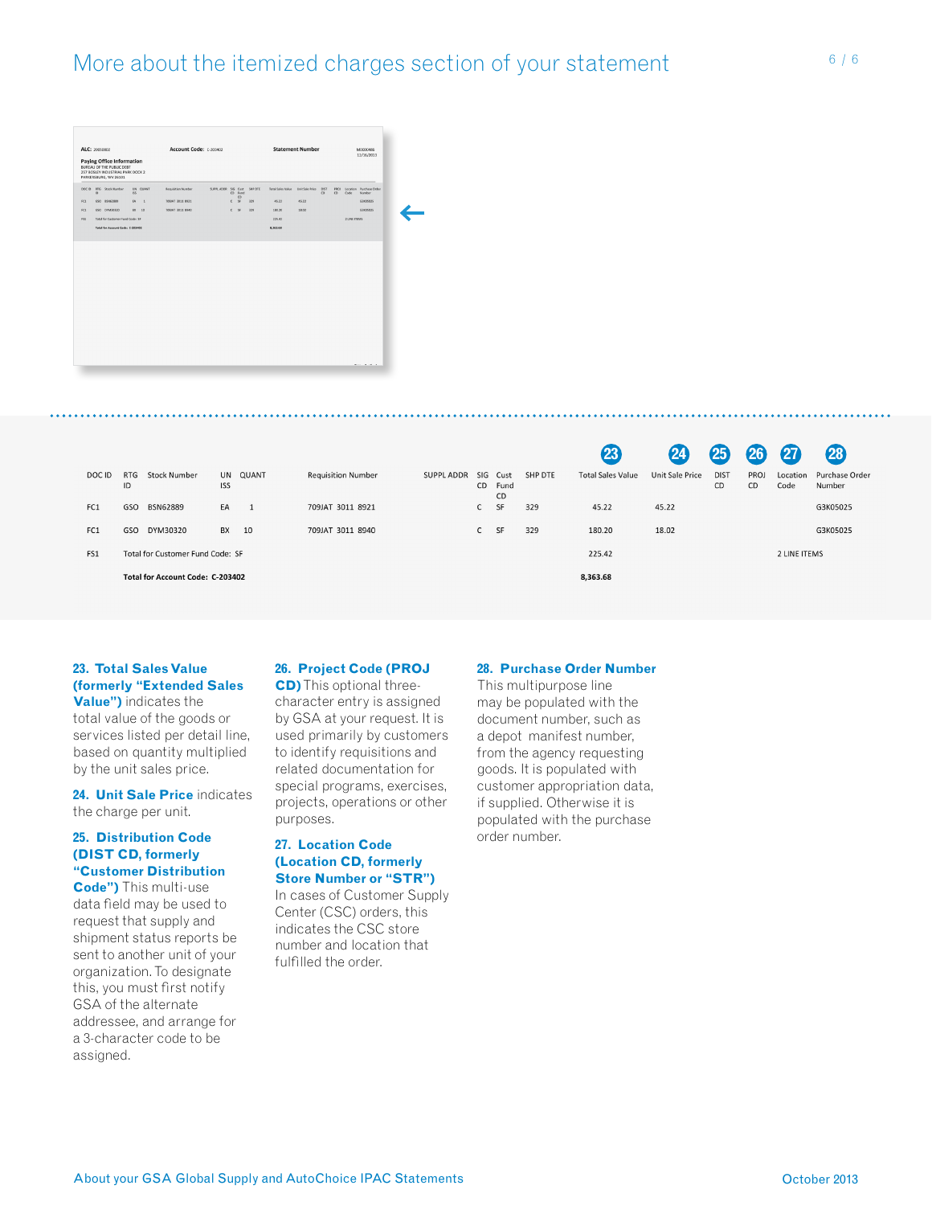# More about the itemized charges section of your statement

| DOC ID | RTG ID | Stock Number | UN ISS | QUANT | Requisition Number | SUPPL ADDR | SIG CD | Cust Fund CD | SHP DTE | Total Sales Value (23) | Unit Sale Price (24) | DIST CD (25) | PROJ CD (26) | Location Code (27) | Purchase Order Number (28) |
|---|---|---|---|---|---|---|---|---|---|---|---|---|---|---|---|
| FC1 | GSO | BSN62889 | EA | 1 | 709JAT 3011 8921 | | C | SF | 329 | 45.22 | 45.22 | | | | G3K05025 |
| FC1 | GSO | DYM30320 | BX | 10 | 709JAT 3011 8940 | | C | SF | 329 | 180.20 | 18.02 | | | | G3K05025 |
| FS1 | | Total for Customer Fund Code: SF | | | | | | | | 225.42 | | | | 2 LINE ITEMS | |
| | | **Total for Account Code: C-203402** | | | | | | | | **8,363.68** | | | | | |

**23. Total Sales Value (formerly "Extended Sales Value")** indicates the total value of the goods or services listed per detail line, based on quantity multiplied by the unit sales price.

**24. Unit Sale Price** indicates the charge per unit.

**25. Distribution Code (DIST CD, formerly "Customer Distribution Code")** This multi-use data field may be used to request that supply and shipment status reports be sent to another unit of your organization. To designate this, you must first notify GSA of the alternate addressee, and arrange for a 3-character code to be assigned.

**26. Project Code (PROJ CD)** This optional three-character entry is assigned by GSA at your request. It is used primarily by customers to identify requisitions and related documentation for special programs, exercises, projects, operations or other purposes.

**27. Location Code (Location CD, formerly Store Number or "STR")** In cases of Customer Supply Center (CSC) orders, this indicates the CSC store number and location that fulfilled the order.

**28. Purchase Order Number** This multipurpose line may be populated with the document number, such as a depot manifest number, from the agency requesting goods. It is populated with customer appropriation data, if supplied. Otherwise it is populated with the purchase order number.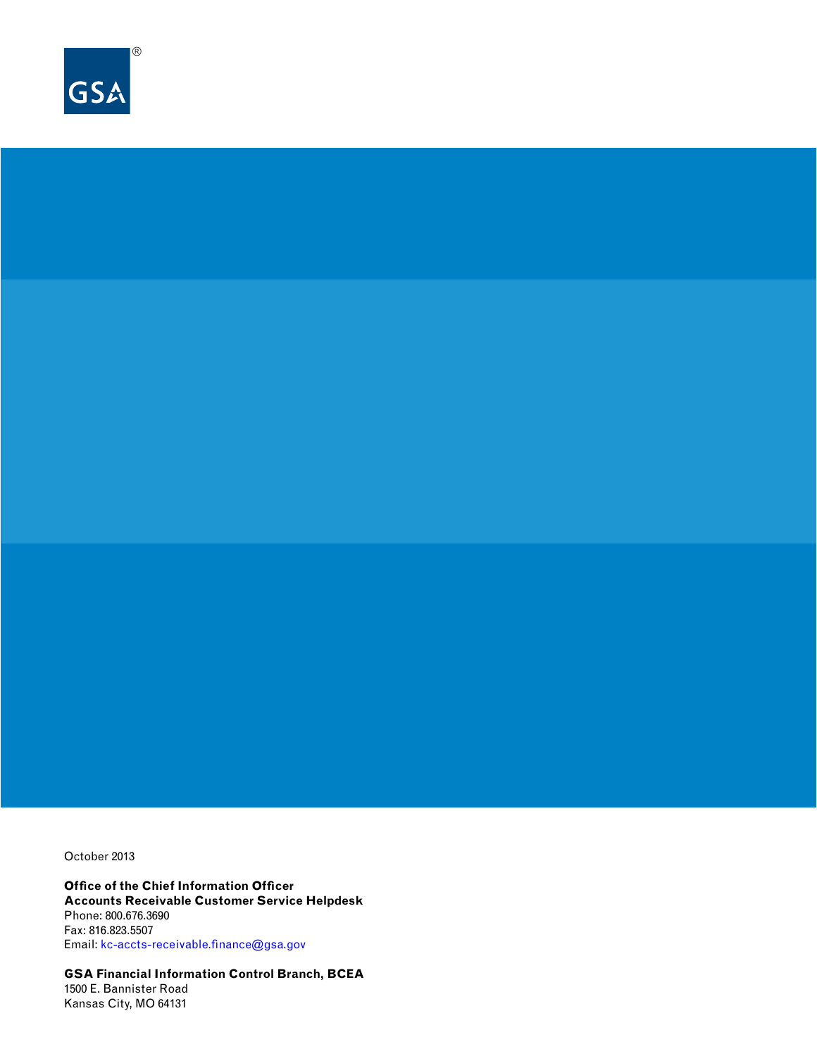GSA®

October 2013

**Office of the Chief Information Officer**
**Accounts Receivable Customer Service Helpdesk**
Phone: 800.676.3690
Fax: 816.823.5507
Email: kc-accts-receivable.finance@gsa.gov

**GSA Financial Information Control Branch, BCEA**
1500 E. Bannister Road
Kansas City, MO 64131